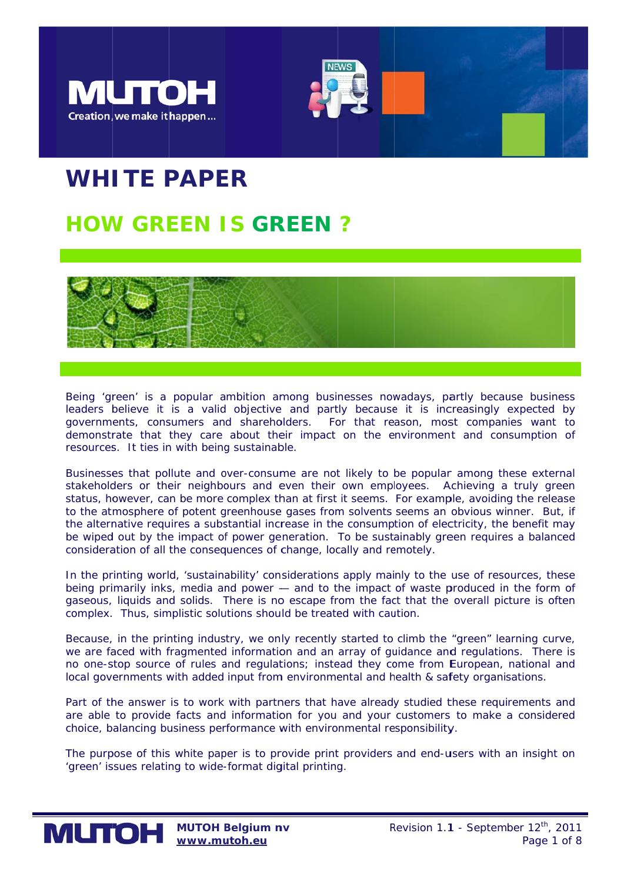# WHITE PAPER

## HOW GREEN IS GREEN ?

Being 'green' is a popular ambition among businesses nowadays, partly because business leaders believe it is a valid objective and partly because it is increasingly expected by governments, consumers and shareholders. For that reason, most companies want to demonstrate that they care about their impact on the environment and consumption of resources. It ties in with being sustainable.

Businesses that pollute and over-consume are not likely to be popular among these external stakeholders or their neighbours and even their own employees. Achieving a truly green status, however, can be more complex than at first it seems. For example, avoiding the release to the atmosphere of potent greenhouse gases from solvents seems an obvious winner. But, if the alternative requires a substantial increase in the consumption of electricity, the benefit may be wiped out by the impact of power generation. To be sustainably green requires a balanced consideration of all the consequences of change, locally and remotely.

In the printing world, 'sustainability' considerations apply mainly to the use of resources, these being primarily inks, media and power — and to the impact of waste produced in the form of gaseous, liquids and solids. There is no escape from the fact that the overall picture is often complex. Thus, simplistic solutions should be treated with caution.

Because, in the printing industry, we only recently started to climb the "green" learning curve, we are faced with fragmented information and an array of guidance and regulations. There is no one-stop source of rules and regulations; instead they come from European, national and local governments with added input from environmental and health & safety organisations.

Part of the answer is to work with partners that have already studied these requirements and are able to provide facts and information for you and your customers to make a considered choice, balancing business performance with environmental responsibility.

The purpose of this white paper is to provide print providers and end-users with an insight on 'green' issues relating to wide-format digital printing.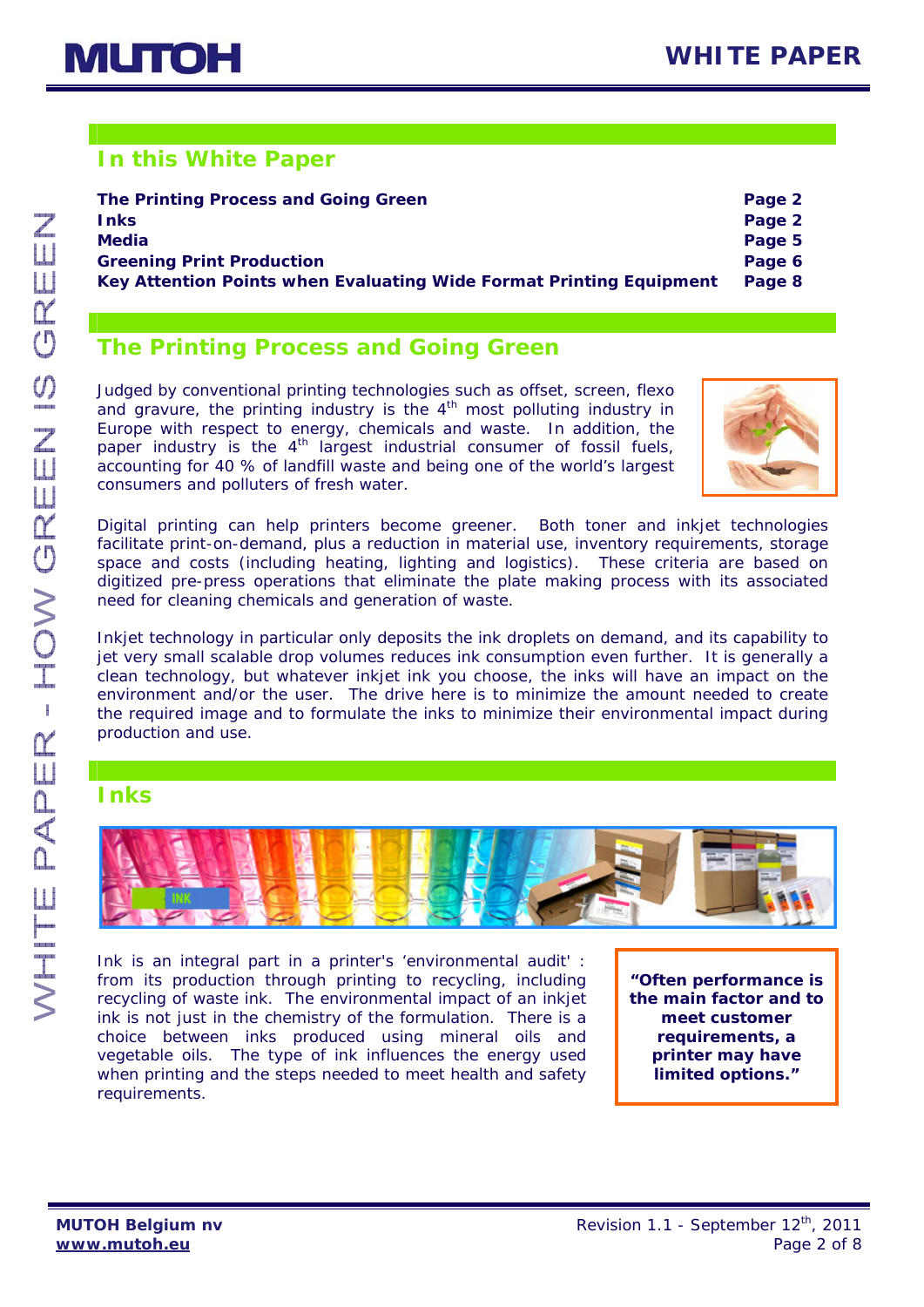## In this White Paper

| | |
|---|---|
| **The Printing Process and Going Green** | **Page 2** |
| **Inks** | **Page 2** |
| **Media** | **Page 5** |
| **Greening Print Production** | **Page 6** |
| **Key Attention Points when Evaluating Wide Format Printing Equipment** | **Page 8** |

## The Printing Process and Going Green

Judged by conventional printing technologies such as offset, screen, flexo and gravure, the printing industry is the 4th most polluting industry in Europe with respect to energy, chemicals and waste. In addition, the paper industry is the 4th largest industrial consumer of fossil fuels, accounting for 40 % of landfill waste and being one of the world's largest consumers and polluters of fresh water.

Digital printing can help printers become greener. Both toner and inkjet technologies facilitate print-on-demand, plus a reduction in material use, inventory requirements, storage space and costs (including heating, lighting and logistics). These criteria are based on digitized pre-press operations that eliminate the plate making process with its associated need for cleaning chemicals and generation of waste.

Inkjet technology in particular only deposits the ink droplets on demand, and its capability to jet very small scalable drop volumes reduces ink consumption even further. It is generally a clean technology, but whatever inkjet ink you choose, the inks will have an impact on the environment and/or the user. The drive here is to minimize the amount needed to create the required image and to formulate the inks to minimize their environmental impact during production and use.

## Inks

Ink is an integral part in a printer's 'environmental audit' : from its production through printing to recycling, including recycling of waste ink. The environmental impact of an inkjet ink is not just in the chemistry of the formulation. There is a choice between inks produced using mineral oils and vegetable oils. The type of ink influences the energy used when printing and the steps needed to meet health and safety requirements.

> **"Often performance is the main factor and to meet customer requirements, a printer may have limited options."**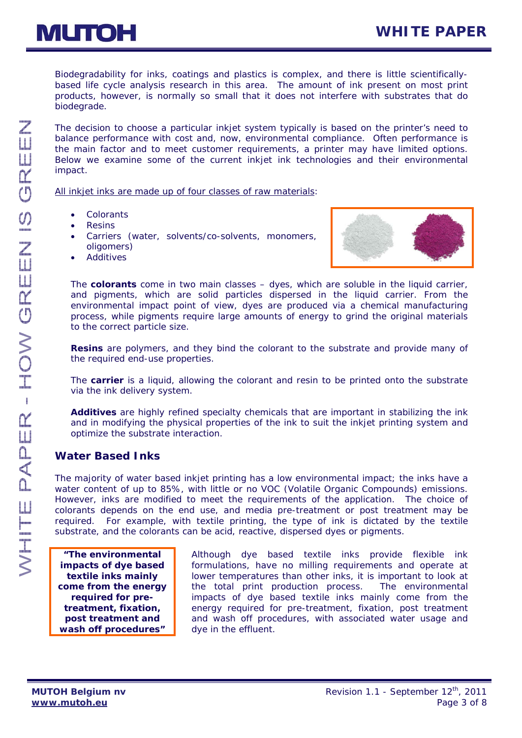Biodegradability for inks, coatings and plastics is complex, and there is little scientifically-based life cycle analysis research in this area. The amount of ink present on most print products, however, is normally so small that it does not interfere with substrates that do biodegrade.

The decision to choose a particular inkjet system typically is based on the printer's need to balance performance with cost and, now, environmental compliance. Often performance is the main factor and to meet customer requirements, a printer may have limited options. Below we examine some of the current inkjet ink technologies and their environmental impact.

All inkjet inks are made up of four classes of raw materials:

- Colorants
- Resins
- Carriers (water, solvents/co-solvents, monomers, oligomers)
- Additives

The **colorants** come in two main classes – dyes, which are soluble in the liquid carrier, and pigments, which are solid particles dispersed in the liquid carrier. From the environmental impact point of view, dyes are produced via a chemical manufacturing process, while pigments require large amounts of energy to grind the original materials to the correct particle size.

**Resins** are polymers, and they bind the colorant to the substrate and provide many of the required end-use properties.

The **carrier** is a liquid, allowing the colorant and resin to be printed onto the substrate via the ink delivery system.

**Additives** are highly refined specialty chemicals that are important in stabilizing the ink and in modifying the physical properties of the ink to suit the inkjet printing system and optimize the substrate interaction.

## Water Based Inks

The majority of water based inkjet printing has a low environmental impact; the inks have a water content of up to 85%, with little or no VOC (Volatile Organic Compounds) emissions. However, inks are modified to meet the requirements of the application. The choice of colorants depends on the end use, and media pre-treatment or post treatment may be required. For example, with textile printing, the type of ink is dictated by the textile substrate, and the colorants can be acid, reactive, dispersed dyes or pigments.

> **"The environmental impacts of dye based textile inks mainly come from the energy required for pre-treatment, fixation, post treatment and wash off procedures"**

Although dye based textile inks provide flexible ink formulations, have no milling requirements and operate at lower temperatures than other inks, it is important to look at the total print production process. The environmental impacts of dye based textile inks mainly come from the energy required for pre-treatment, fixation, post treatment and wash off procedures, with associated water usage and dye in the effluent.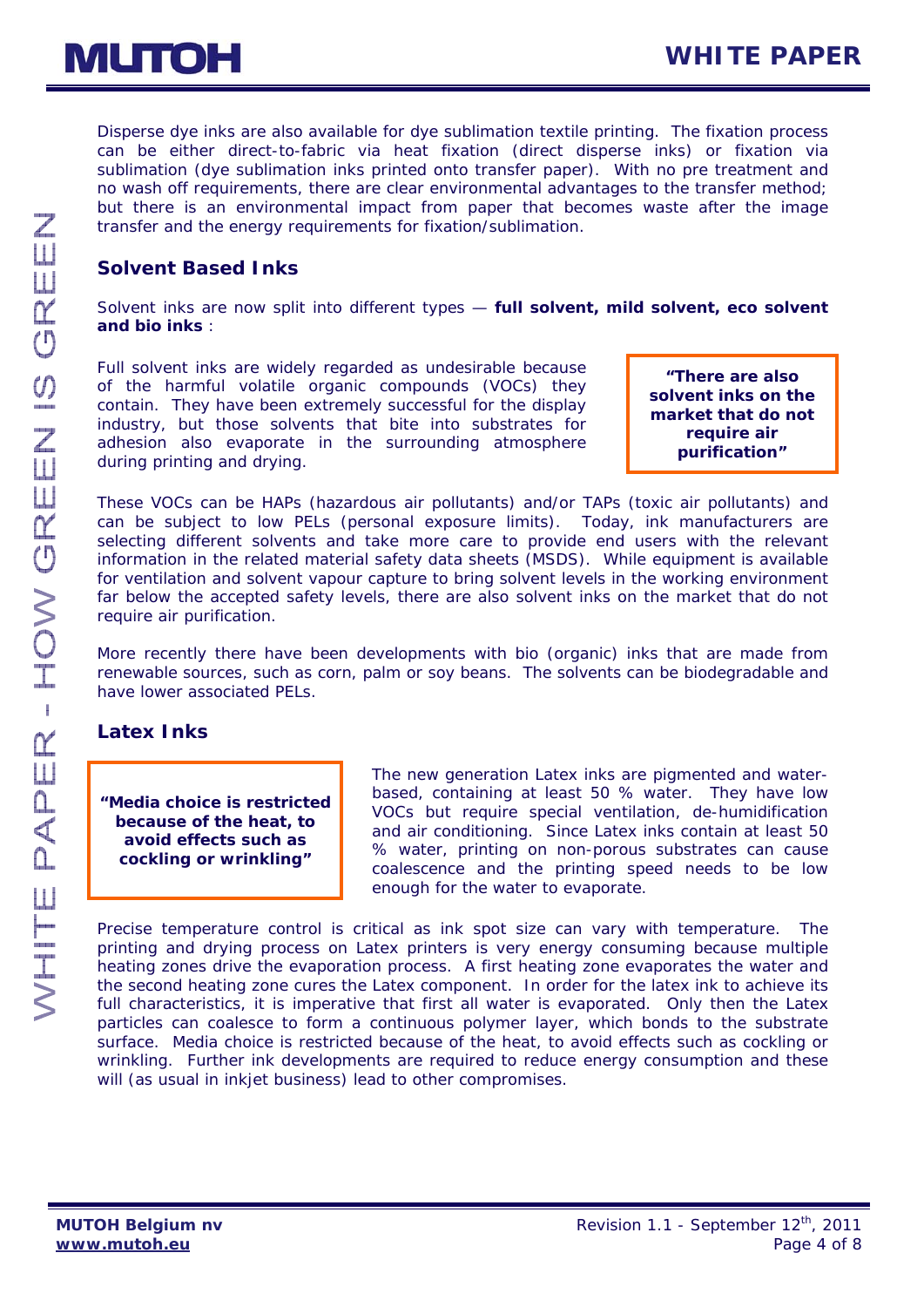Disperse dye inks are also available for dye sublimation textile printing. The fixation process can be either direct-to-fabric via heat fixation (direct disperse inks) or fixation via sublimation (dye sublimation inks printed onto transfer paper). With no pre treatment and no wash off requirements, there are clear environmental advantages to the transfer method; but there is an environmental impact from paper that becomes waste after the image transfer and the energy requirements for fixation/sublimation.

## Solvent Based Inks

Solvent inks are now split into different types — **full solvent, mild solvent, eco solvent and bio inks** :

Full solvent inks are widely regarded as undesirable because of the harmful volatile organic compounds (VOCs) they contain. They have been extremely successful for the display industry, but those solvents that bite into substrates for adhesion also evaporate in the surrounding atmosphere during printing and drying.

> **"There are also solvent inks on the market that do not require air purification"**

These VOCs can be HAPs (hazardous air pollutants) and/or TAPs (toxic air pollutants) and can be subject to low PELs (personal exposure limits). Today, ink manufacturers are selecting different solvents and take more care to provide end users with the relevant information in the related material safety data sheets (MSDS). While equipment is available for ventilation and solvent vapour capture to bring solvent levels in the working environment far below the accepted safety levels, there are also solvent inks on the market that do not require air purification.

More recently there have been developments with bio (organic) inks that are made from renewable sources, such as corn, palm or soy beans. The solvents can be biodegradable and have lower associated PELs.

## Latex Inks

> **"Media choice is restricted because of the heat, to avoid effects such as cockling or wrinkling"**

The new generation Latex inks are pigmented and water-based, containing at least 50 % water. They have low VOCs but require special ventilation, de-humidification and air conditioning. Since Latex inks contain at least 50 % water, printing on non-porous substrates can cause coalescence and the printing speed needs to be low enough for the water to evaporate.

Precise temperature control is critical as ink spot size can vary with temperature. The printing and drying process on Latex printers is very energy consuming because multiple heating zones drive the evaporation process. A first heating zone evaporates the water and the second heating zone cures the Latex component. In order for the latex ink to achieve its full characteristics, it is imperative that first all water is evaporated. Only then the Latex particles can coalesce to form a continuous polymer layer, which bonds to the substrate surface. Media choice is restricted because of the heat, to avoid effects such as cockling or wrinkling. Further ink developments are required to reduce energy consumption and these will (as usual in inkjet business) lead to other compromises.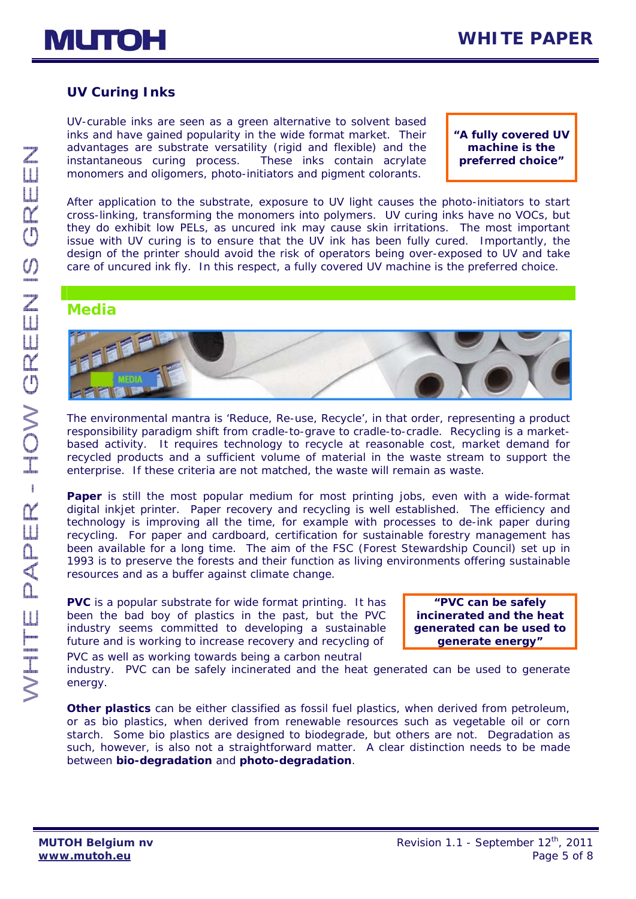## UV Curing Inks

UV-curable inks are seen as a green alternative to solvent based inks and have gained popularity in the wide format market. Their advantages are substrate versatility (rigid and flexible) and the instantaneous curing process. These inks contain acrylate monomers and oligomers, photo-initiators and pigment colorants.

> **"A fully covered UV machine is the preferred choice"**

After application to the substrate, exposure to UV light causes the photo-initiators to start cross-linking, transforming the monomers into polymers. UV curing inks have no VOCs, but they do exhibit low PELs, as uncured ink may cause skin irritations. The most important issue with UV curing is to ensure that the UV ink has been fully cured. Importantly, the design of the printer should avoid the risk of operators being over-exposed to UV and take care of uncured ink fly. In this respect, a fully covered UV machine is the preferred choice.

## Media

The environmental mantra is 'Reduce, Re-use, Recycle', in that order, representing a product responsibility paradigm shift from cradle-to-grave to cradle-to-cradle. Recycling is a market-based activity. It requires technology to recycle at reasonable cost, market demand for recycled products and a sufficient volume of material in the waste stream to support the enterprise. If these criteria are not matched, the waste will remain as waste.

**Paper** is still the most popular medium for most printing jobs, even with a wide-format digital inkjet printer. Paper recovery and recycling is well established. The efficiency and technology is improving all the time, for example with processes to de-ink paper during recycling. For paper and cardboard, certification for sustainable forestry management has been available for a long time. The aim of the FSC (Forest Stewardship Council) set up in 1993 is to preserve the forests and their function as living environments offering sustainable resources and as a buffer against climate change.

**PVC** is a popular substrate for wide format printing. It has been the bad boy of plastics in the past, but the PVC industry seems committed to developing a sustainable future and is working to increase recovery and recycling of PVC as well as working towards being a carbon neutral industry. PVC can be safely incinerated and the heat generated can be used to generate energy.

> **"PVC can be safely incinerated and the heat generated can be used to generate energy"**

**Other plastics** can be either classified as fossil fuel plastics, when derived from petroleum, or as bio plastics, when derived from renewable resources such as vegetable oil or corn starch. Some bio plastics are designed to biodegrade, but others are not. Degradation as such, however, is also not a straightforward matter. A clear distinction needs to be made between **bio-degradation** and **photo-degradation**.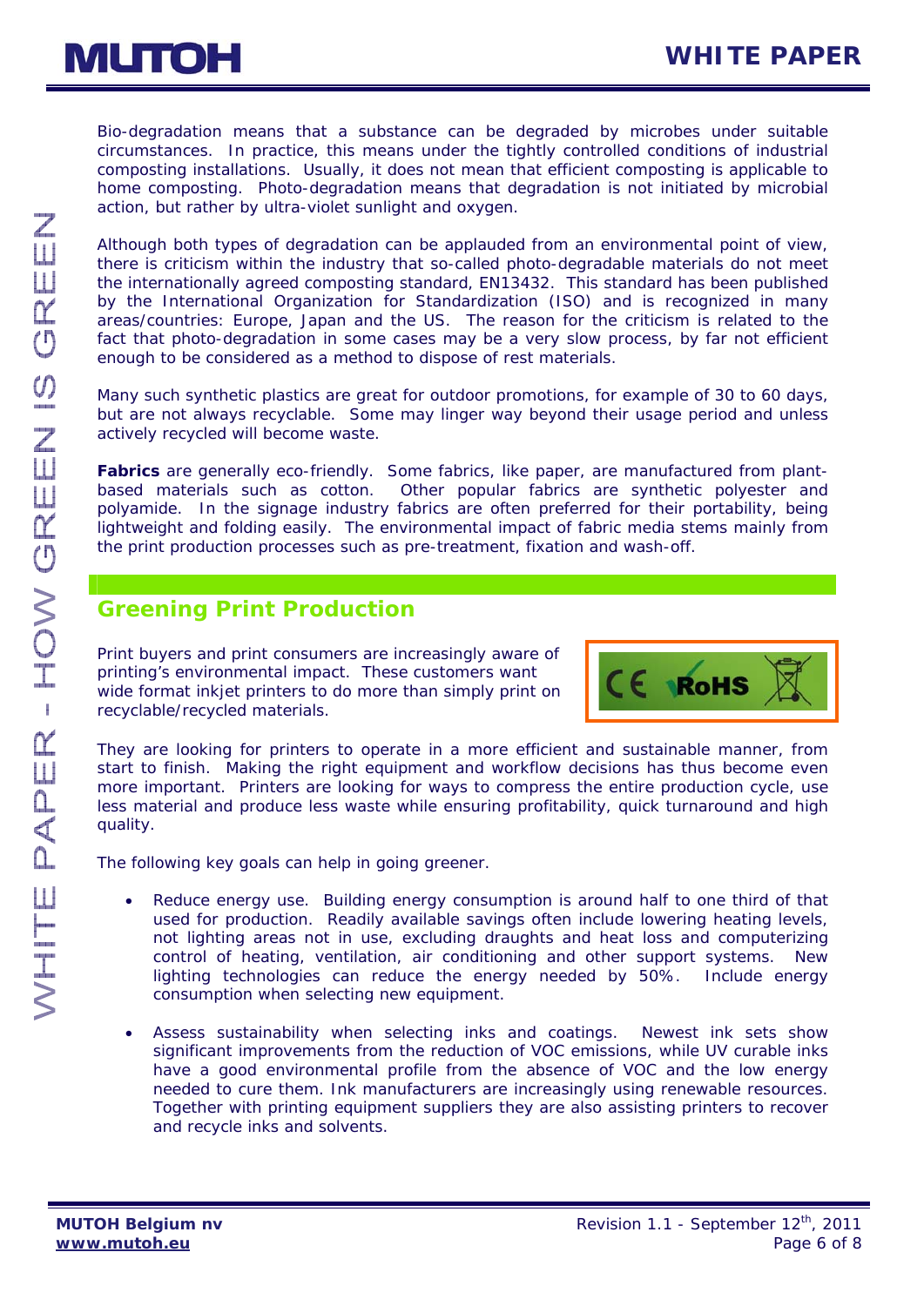Bio-degradation means that a substance can be degraded by microbes under suitable circumstances. In practice, this means under the tightly controlled conditions of industrial composting installations. Usually, it does not mean that efficient composting is applicable to home composting. Photo-degradation means that degradation is not initiated by microbial action, but rather by ultra-violet sunlight and oxygen.

Although both types of degradation can be applauded from an environmental point of view, there is criticism within the industry that so-called photo-degradable materials do not meet the internationally agreed composting standard, EN13432. This standard has been published by the International Organization for Standardization (ISO) and is recognized in many areas/countries: Europe, Japan and the US. The reason for the criticism is related to the fact that photo-degradation in some cases may be a very slow process, by far not efficient enough to be considered as a method to dispose of rest materials.

Many such synthetic plastics are great for outdoor promotions, for example of 30 to 60 days, but are not always recyclable. Some may linger way beyond their usage period and unless actively recycled will become waste.

**Fabrics** are generally eco-friendly. Some fabrics, like paper, are manufactured from plant-based materials such as cotton. Other popular fabrics are synthetic polyester and polyamide. In the signage industry fabrics are often preferred for their portability, being lightweight and folding easily. The environmental impact of fabric media stems mainly from the print production processes such as pre-treatment, fixation and wash-off.

## Greening Print Production

Print buyers and print consumers are increasingly aware of printing's environmental impact. These customers want wide format inkjet printers to do more than simply print on recyclable/recycled materials.

They are looking for printers to operate in a more efficient and sustainable manner, from start to finish. Making the right equipment and workflow decisions has thus become even more important. Printers are looking for ways to compress the entire production cycle, use less material and produce less waste while ensuring profitability, quick turnaround and high quality.

The following key goals can help in going greener.

- Reduce energy use. Building energy consumption is around half to one third of that used for production. Readily available savings often include lowering heating levels, not lighting areas not in use, excluding draughts and heat loss and computerizing control of heating, ventilation, air conditioning and other support systems. New lighting technologies can reduce the energy needed by 50%. Include energy consumption when selecting new equipment.

- Assess sustainability when selecting inks and coatings. Newest ink sets show significant improvements from the reduction of VOC emissions, while UV curable inks have a good environmental profile from the absence of VOC and the low energy needed to cure them. Ink manufacturers are increasingly using renewable resources. Together with printing equipment suppliers they are also assisting printers to recover and recycle inks and solvents.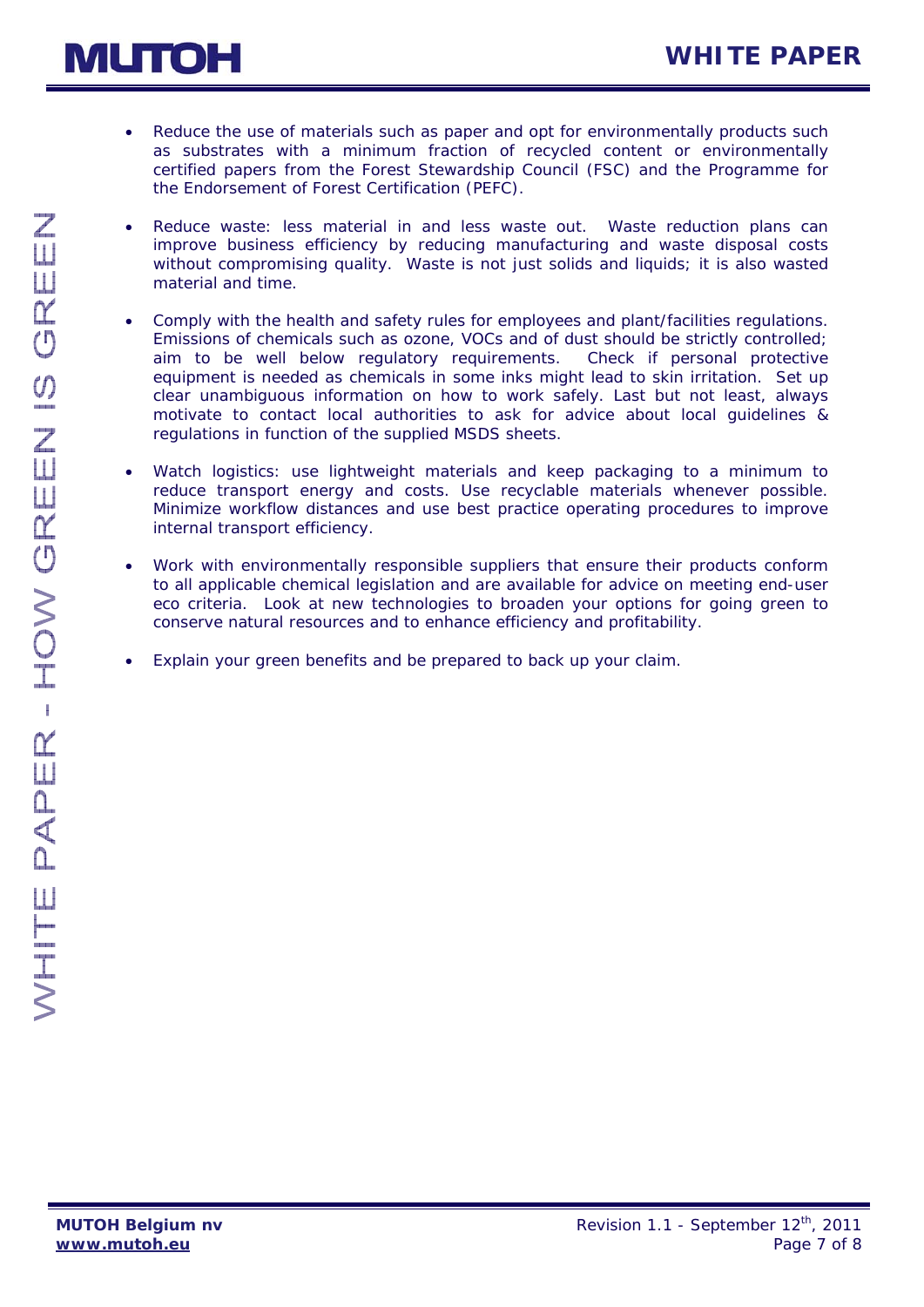- Reduce the use of materials such as paper and opt for environmentally products such as substrates with a minimum fraction of recycled content or environmentally certified papers from the Forest Stewardship Council (FSC) and the Programme for the Endorsement of Forest Certification (PEFC).

- Reduce waste: less material in and less waste out. Waste reduction plans can improve business efficiency by reducing manufacturing and waste disposal costs without compromising quality. Waste is not just solids and liquids; it is also wasted material and time.

- Comply with the health and safety rules for employees and plant/facilities regulations. Emissions of chemicals such as ozone, VOCs and of dust should be strictly controlled; aim to be well below regulatory requirements. Check if personal protective equipment is needed as chemicals in some inks might lead to skin irritation. Set up clear unambiguous information on how to work safely. Last but not least, always motivate to contact local authorities to ask for advice about local guidelines & regulations in function of the supplied MSDS sheets.

- Watch logistics: use lightweight materials and keep packaging to a minimum to reduce transport energy and costs. Use recyclable materials whenever possible. Minimize workflow distances and use best practice operating procedures to improve internal transport efficiency.

- Work with environmentally responsible suppliers that ensure their products conform to all applicable chemical legislation and are available for advice on meeting end-user eco criteria. Look at new technologies to broaden your options for going green to conserve natural resources and to enhance efficiency and profitability.

- Explain your green benefits and be prepared to back up your claim.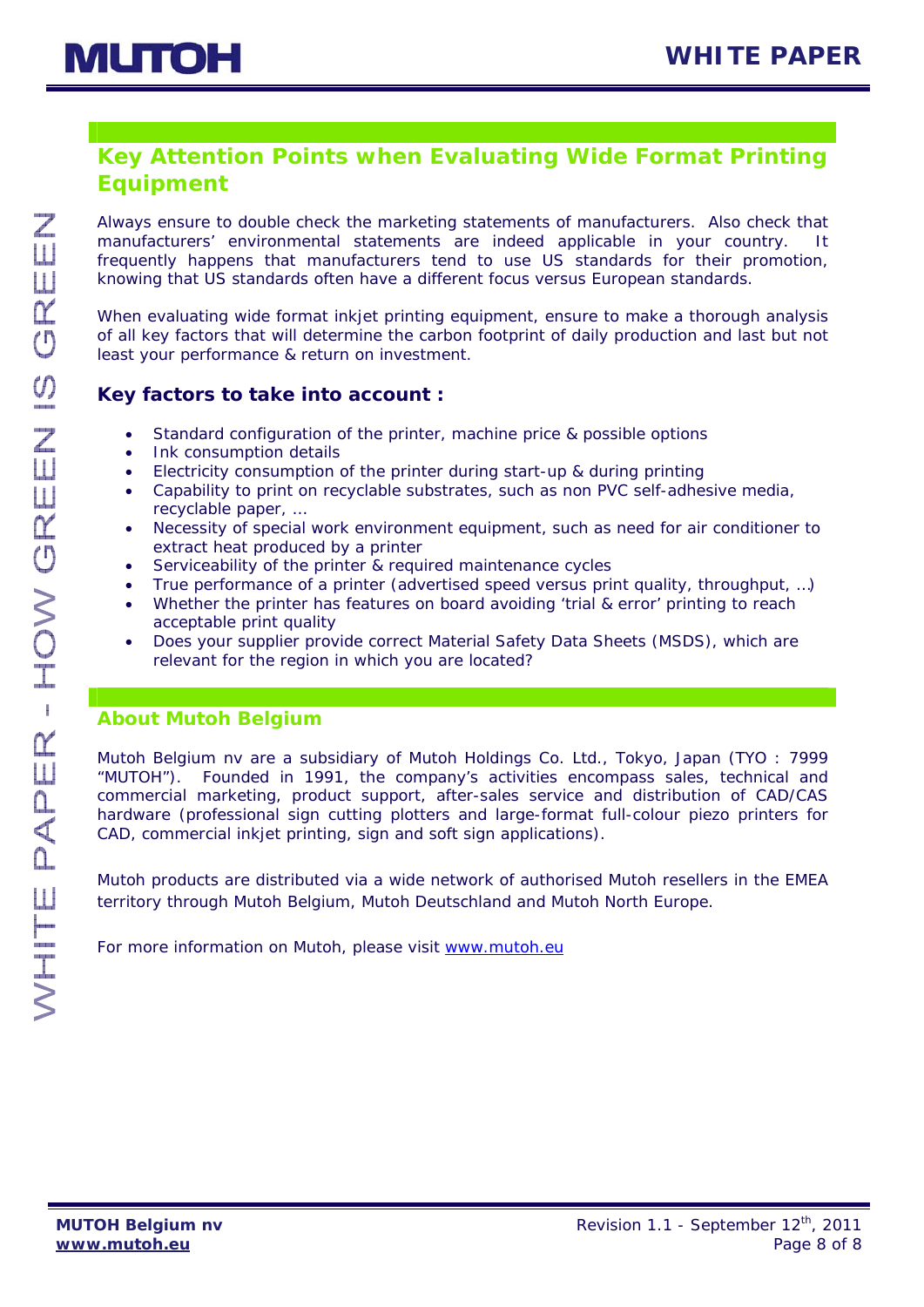## Key Attention Points when Evaluating Wide Format Printing Equipment

Always ensure to double check the marketing statements of manufacturers. Also check that manufacturers' environmental statements are indeed applicable in your country. It frequently happens that manufacturers tend to use US standards for their promotion, knowing that US standards often have a different focus versus European standards.

When evaluating wide format inkjet printing equipment, ensure to make a thorough analysis of all key factors that will determine the carbon footprint of daily production and last but not least your performance & return on investment.

### Key factors to take into account :

- Standard configuration of the printer, machine price & possible options
- Ink consumption details
- Electricity consumption of the printer during start-up & during printing
- Capability to print on recyclable substrates, such as non PVC self-adhesive media, recyclable paper, …
- Necessity of special work environment equipment, such as need for air conditioner to extract heat produced by a printer
- Serviceability of the printer & required maintenance cycles
- True performance of a printer (advertised speed versus print quality, throughput, …)
- Whether the printer has features on board avoiding 'trial & error' printing to reach acceptable print quality
- Does your supplier provide correct Material Safety Data Sheets (MSDS), which are relevant for the region in which you are located?

## About Mutoh Belgium

Mutoh Belgium nv are a subsidiary of Mutoh Holdings Co. Ltd., Tokyo, Japan (TYO : 7999 "MUTOH"). Founded in 1991, the company's activities encompass sales, technical and commercial marketing, product support, after-sales service and distribution of CAD/CAS hardware (professional sign cutting plotters and large-format full-colour piezo printers for CAD, commercial inkjet printing, sign and soft sign applications).

Mutoh products are distributed via a wide network of authorised Mutoh resellers in the EMEA territory through Mutoh Belgium, Mutoh Deutschland and Mutoh North Europe.

For more information on Mutoh, please visit www.mutoh.eu